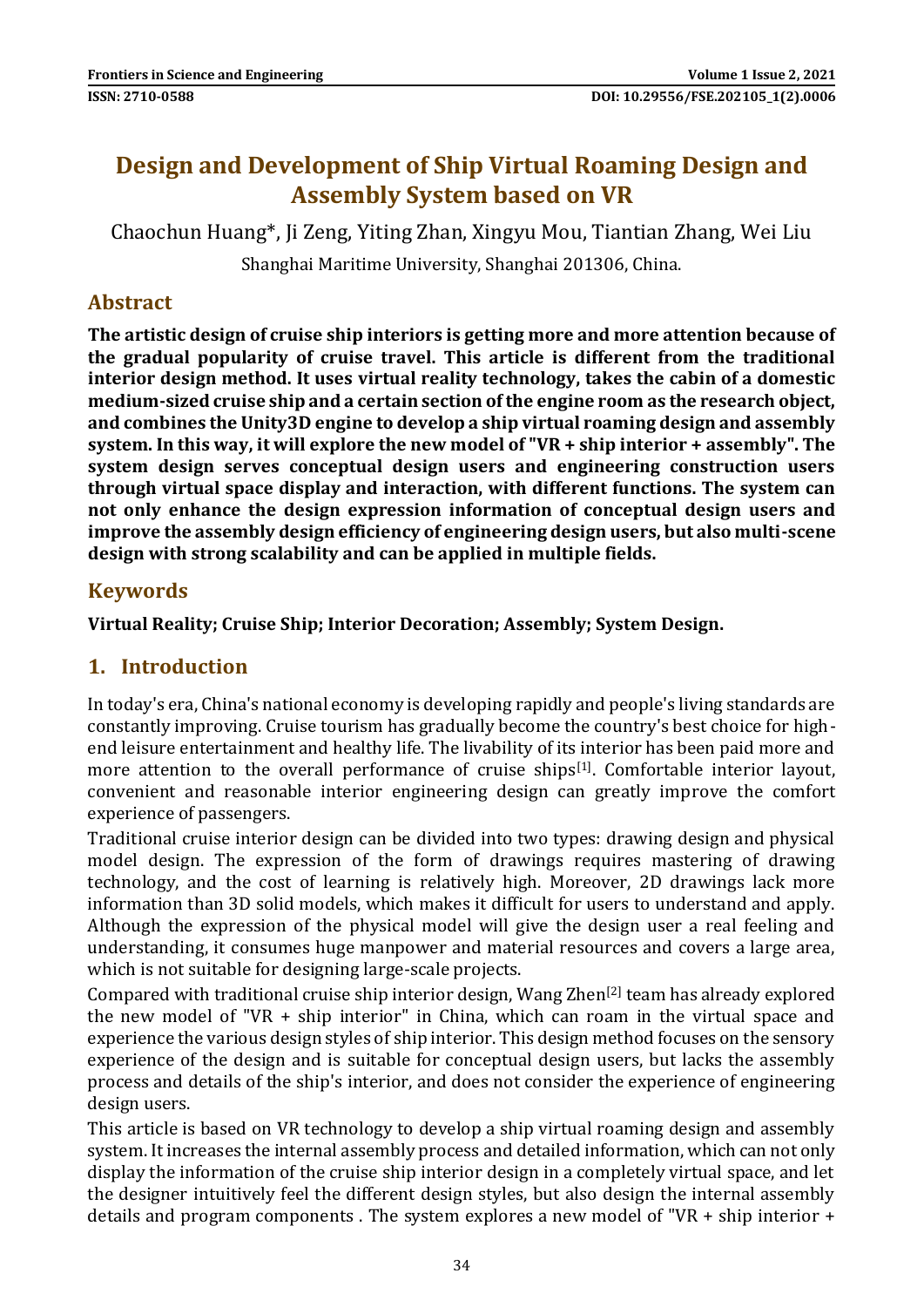# Design and Development of Ship Virtual Roaming Design and Assembly System based on VR

Chaochun Huang*, Ji Zeng, Yiting Zhan, Xingyu Mou, Tiantian Zhang, Wei Liu

Shanghai Maritime University, Shanghai 201306, China.

## Abstract

**The artistic design of cruise ship interiors is getting more and more attention because of the gradual popularity of cruise travel. This article is different from the traditional interior design method. It uses virtual reality technology, takes the cabin of a domestic medium-sized cruise ship and a certain section of the engine room as the research object, and combines the Unity3D engine to develop a ship virtual roaming design and assembly system. In this way, it will explore the new model of "VR + ship interior + assembly". The system design serves conceptual design users and engineering construction users through virtual space display and interaction, with different functions. The system can not only enhance the design expression information of conceptual design users and improve the assembly design efficiency of engineering design users, but also multi-scene design with strong scalability and can be applied in multiple fields.**

## Keywords

**Virtual Reality; Cruise Ship; Interior Decoration; Assembly; System Design.**

## 1. Introduction

In today's era, China's national economy is developing rapidly and people's living standards are constantly improving. Cruise tourism has gradually become the country's best choice for high-end leisure entertainment and healthy life. The livability of its interior has been paid more and more attention to the overall performance of cruise ships[1]. Comfortable interior layout, convenient and reasonable interior engineering design can greatly improve the comfort experience of passengers.

Traditional cruise interior design can be divided into two types: drawing design and physical model design. The expression of the form of drawings requires mastering of drawing technology, and the cost of learning is relatively high. Moreover, 2D drawings lack more information than 3D solid models, which makes it difficult for users to understand and apply. Although the expression of the physical model will give the design user a real feeling and understanding, it consumes huge manpower and material resources and covers a large area, which is not suitable for designing large-scale projects.

Compared with traditional cruise ship interior design, Wang Zhen[2] team has already explored the new model of "VR + ship interior" in China, which can roam in the virtual space and experience the various design styles of ship interior. This design method focuses on the sensory experience of the design and is suitable for conceptual design users, but lacks the assembly process and details of the ship's interior, and does not consider the experience of engineering design users.

This article is based on VR technology to develop a ship virtual roaming design and assembly system. It increases the internal assembly process and detailed information, which can not only display the information of the cruise ship interior design in a completely virtual space, and let the designer intuitively feel the different design styles, but also design the internal assembly details and program components . The system explores a new model of "VR + ship interior +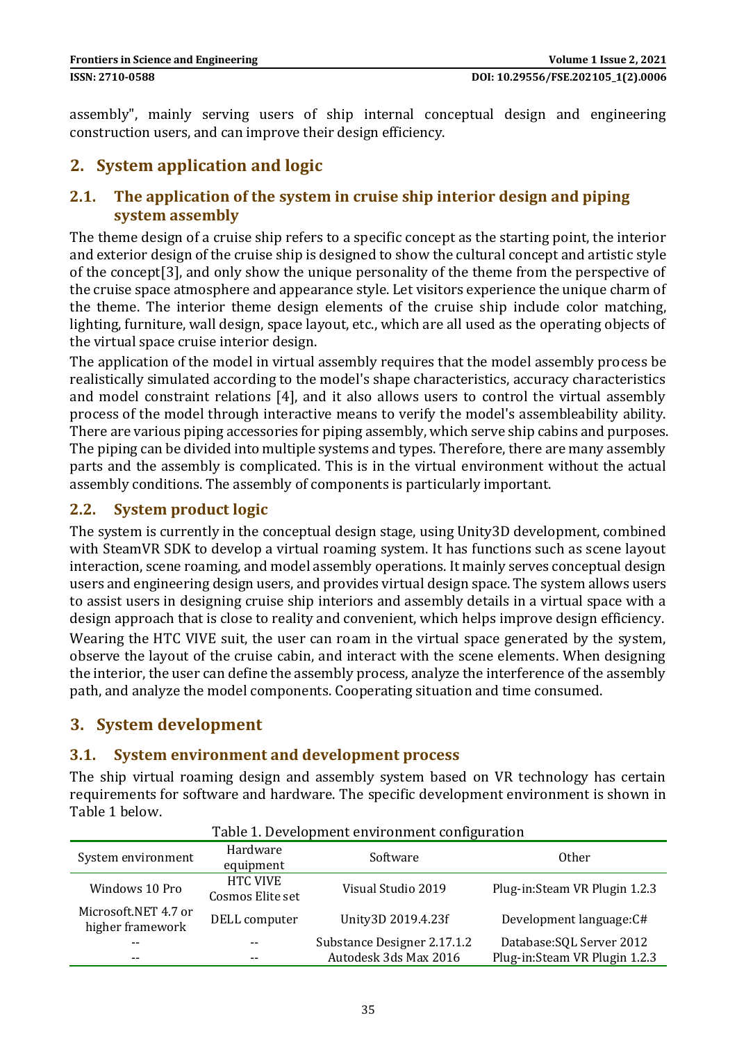assembly", mainly serving users of ship internal conceptual design and engineering construction users, and can improve their design efficiency.

## 2. System application and logic

### 2.1. The application of the system in cruise ship interior design and piping system assembly

The theme design of a cruise ship refers to a specific concept as the starting point, the interior and exterior design of the cruise ship is designed to show the cultural concept and artistic style of the concept[3], and only show the unique personality of the theme from the perspective of the cruise space atmosphere and appearance style. Let visitors experience the unique charm of the theme. The interior theme design elements of the cruise ship include color matching, lighting, furniture, wall design, space layout, etc., which are all used as the operating objects of the virtual space cruise interior design.

The application of the model in virtual assembly requires that the model assembly process be realistically simulated according to the model's shape characteristics, accuracy characteristics and model constraint relations [4], and it also allows users to control the virtual assembly process of the model through interactive means to verify the model's assembleability ability. There are various piping accessories for piping assembly, which serve ship cabins and purposes. The piping can be divided into multiple systems and types. Therefore, there are many assembly parts and the assembly is complicated. This is in the virtual environment without the actual assembly conditions. The assembly of components is particularly important.

### 2.2. System product logic

The system is currently in the conceptual design stage, using Unity3D development, combined with SteamVR SDK to develop a virtual roaming system. It has functions such as scene layout interaction, scene roaming, and model assembly operations. It mainly serves conceptual design users and engineering design users, and provides virtual design space. The system allows users to assist users in designing cruise ship interiors and assembly details in a virtual space with a design approach that is close to reality and convenient, which helps improve design efficiency.

Wearing the HTC VIVE suit, the user can roam in the virtual space generated by the system, observe the layout of the cruise cabin, and interact with the scene elements. When designing the interior, the user can define the assembly process, analyze the interference of the assembly path, and analyze the model components. Cooperating situation and time consumed.

## 3. System development

### 3.1. System environment and development process

The ship virtual roaming design and assembly system based on VR technology has certain requirements for software and hardware. The specific development environment is shown in Table 1 below.

Table 1. Development environment configuration

| System environment | Hardware equipment | Software | Other |
| --- | --- | --- | --- |
| Windows 10 Pro | HTC VIVE Cosmos Elite set | Visual Studio 2019 | Plug-in:Steam VR Plugin 1.2.3 |
| Microsoft.NET 4.7 or higher framework | DELL computer | Unity3D 2019.4.23f | Development language:C# |
| -- | -- | Substance Designer 2.17.1.2 | Database:SQL Server 2012 |
| -- | -- | Autodesk 3ds Max 2016 | Plug-in:Steam VR Plugin 1.2.3 |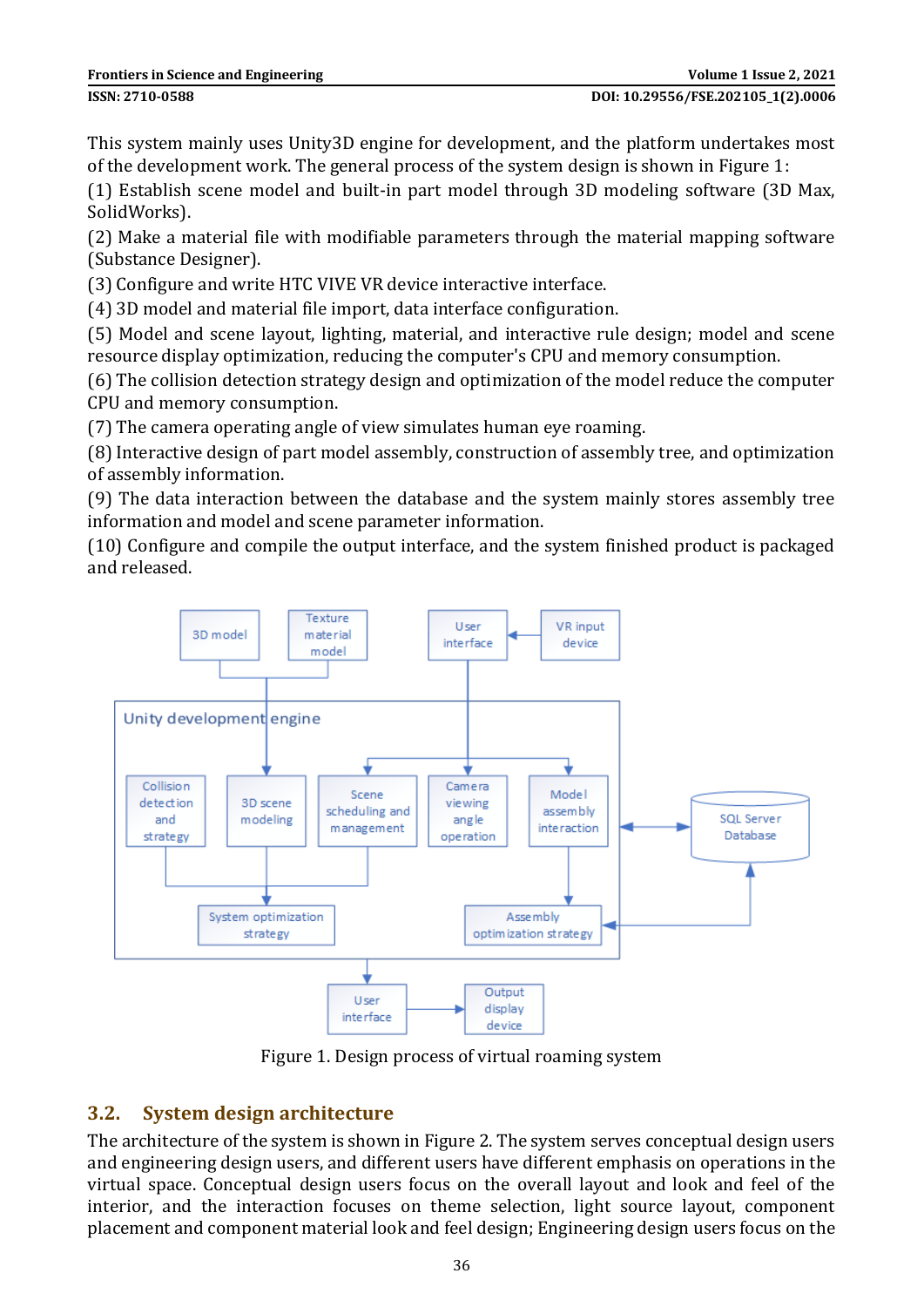This system mainly uses Unity3D engine for development, and the platform undertakes most of the development work. The general process of the system design is shown in Figure 1:

(1) Establish scene model and built-in part model through 3D modeling software (3D Max, SolidWorks).

(2) Make a material file with modifiable parameters through the material mapping software (Substance Designer).

(3) Configure and write HTC VIVE VR device interactive interface.

(4) 3D model and material file import, data interface configuration.

(5) Model and scene layout, lighting, material, and interactive rule design; model and scene resource display optimization, reducing the computer's CPU and memory consumption.

(6) The collision detection strategy design and optimization of the model reduce the computer CPU and memory consumption.

(7) The camera operating angle of view simulates human eye roaming.

(8) Interactive design of part model assembly, construction of assembly tree, and optimization of assembly information.

(9) The data interaction between the database and the system mainly stores assembly tree information and model and scene parameter information.

(10) Configure and compile the output interface, and the system finished product is packaged and released.

Figure 1. Design process of virtual roaming system

## 3.2. System design architecture

The architecture of the system is shown in Figure 2. The system serves conceptual design users and engineering design users, and different users have different emphasis on operations in the virtual space. Conceptual design users focus on the overall layout and look and feel of the interior, and the interaction focuses on theme selection, light source layout, component placement and component material look and feel design; Engineering design users focus on the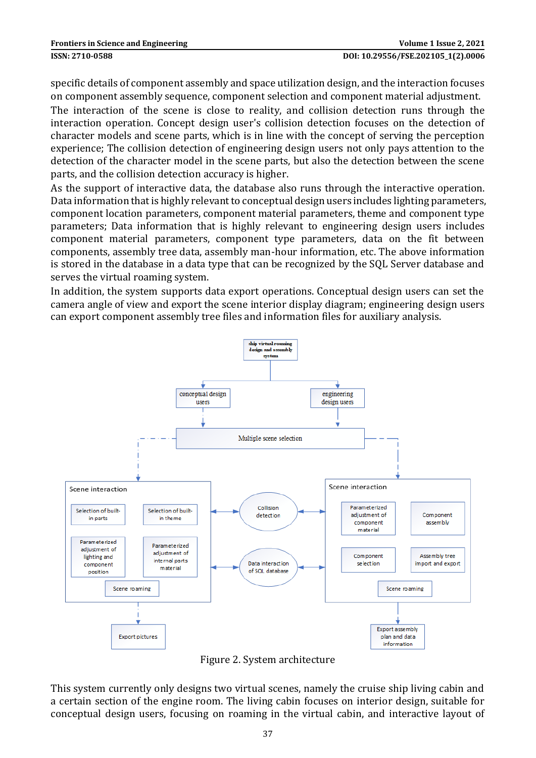specific details of component assembly and space utilization design, and the interaction focuses on component assembly sequence, component selection and component material adjustment.

The interaction of the scene is close to reality, and collision detection runs through the interaction operation. Concept design user's collision detection focuses on the detection of character models and scene parts, which is in line with the concept of serving the perception experience; The collision detection of engineering design users not only pays attention to the detection of the character model in the scene parts, but also the detection between the scene parts, and the collision detection accuracy is higher.

As the support of interactive data, the database also runs through the interactive operation. Data information that is highly relevant to conceptual design users includes lighting parameters, component location parameters, component material parameters, theme and component type parameters; Data information that is highly relevant to engineering design users includes component material parameters, component type parameters, data on the fit between components, assembly tree data, assembly man-hour information, etc. The above information is stored in the database in a data type that can be recognized by the SQL Server database and serves the virtual roaming system.

In addition, the system supports data export operations. Conceptual design users can set the camera angle of view and export the scene interior display diagram; engineering design users can export component assembly tree files and information files for auxiliary analysis.

Figure 2. System architecture

This system currently only designs two virtual scenes, namely the cruise ship living cabin and a certain section of the engine room. The living cabin focuses on interior design, suitable for conceptual design users, focusing on roaming in the virtual cabin, and interactive layout of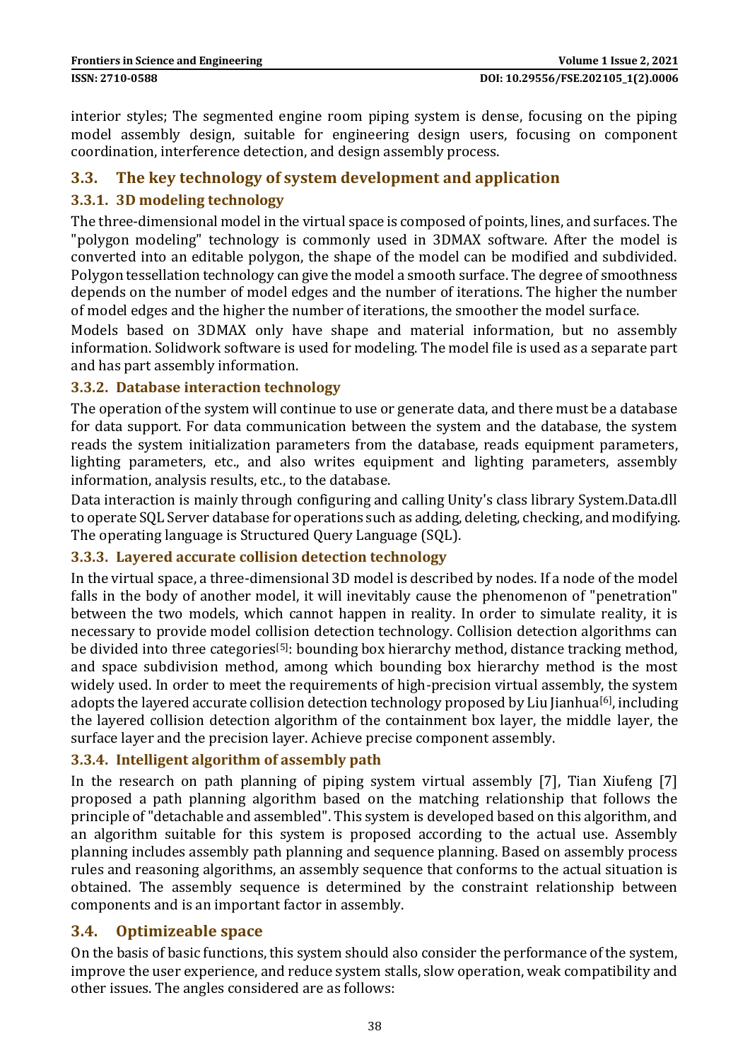interior styles; The segmented engine room piping system is dense, focusing on the piping model assembly design, suitable for engineering design users, focusing on component coordination, interference detection, and design assembly process.

## 3.3. The key technology of system development and application

### 3.3.1. 3D modeling technology

The three-dimensional model in the virtual space is composed of points, lines, and surfaces. The "polygon modeling" technology is commonly used in 3DMAX software. After the model is converted into an editable polygon, the shape of the model can be modified and subdivided. Polygon tessellation technology can give the model a smooth surface. The degree of smoothness depends on the number of model edges and the number of iterations. The higher the number of model edges and the higher the number of iterations, the smoother the model surface.

Models based on 3DMAX only have shape and material information, but no assembly information. Solidwork software is used for modeling. The model file is used as a separate part and has part assembly information.

### 3.3.2. Database interaction technology

The operation of the system will continue to use or generate data, and there must be a database for data support. For data communication between the system and the database, the system reads the system initialization parameters from the database, reads equipment parameters, lighting parameters, etc., and also writes equipment and lighting parameters, assembly information, analysis results, etc., to the database.

Data interaction is mainly through configuring and calling Unity's class library System.Data.dll to operate SQL Server database for operations such as adding, deleting, checking, and modifying. The operating language is Structured Query Language (SQL).

### 3.3.3. Layered accurate collision detection technology

In the virtual space, a three-dimensional 3D model is described by nodes. If a node of the model falls in the body of another model, it will inevitably cause the phenomenon of "penetration" between the two models, which cannot happen in reality. In order to simulate reality, it is necessary to provide model collision detection technology. Collision detection algorithms can be divided into three categories[5]: bounding box hierarchy method, distance tracking method, and space subdivision method, among which bounding box hierarchy method is the most widely used. In order to meet the requirements of high-precision virtual assembly, the system adopts the layered accurate collision detection technology proposed by Liu Jianhua[6], including the layered collision detection algorithm of the containment box layer, the middle layer, the surface layer and the precision layer. Achieve precise component assembly.

### 3.3.4. Intelligent algorithm of assembly path

In the research on path planning of piping system virtual assembly [7], Tian Xiufeng [7] proposed a path planning algorithm based on the matching relationship that follows the principle of "detachable and assembled". This system is developed based on this algorithm, and an algorithm suitable for this system is proposed according to the actual use. Assembly planning includes assembly path planning and sequence planning. Based on assembly process rules and reasoning algorithms, an assembly sequence that conforms to the actual situation is obtained. The assembly sequence is determined by the constraint relationship between components and is an important factor in assembly.

## 3.4. Optimizeable space

On the basis of basic functions, this system should also consider the performance of the system, improve the user experience, and reduce system stalls, slow operation, weak compatibility and other issues. The angles considered are as follows: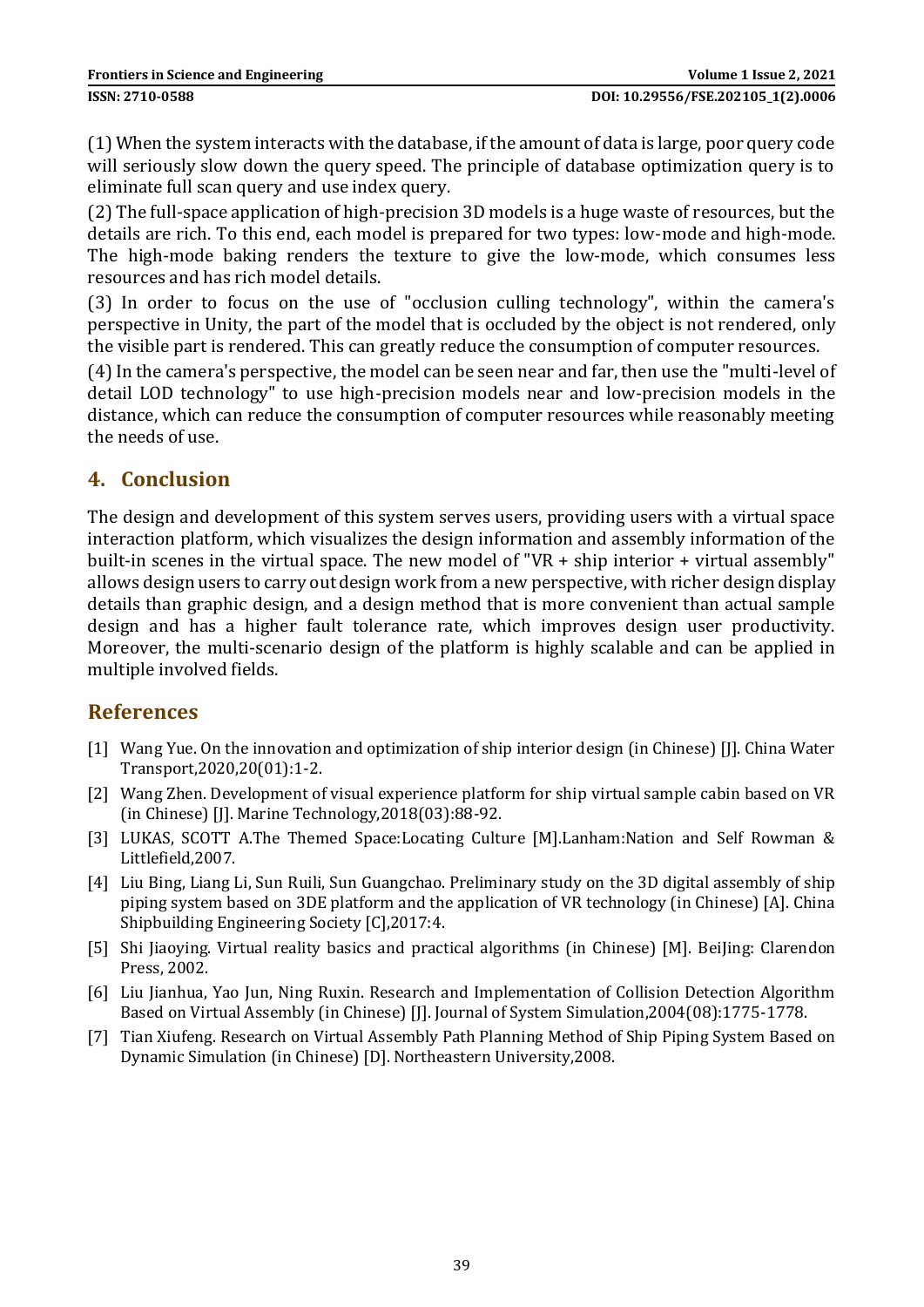(1) When the system interacts with the database, if the amount of data is large, poor query code will seriously slow down the query speed. The principle of database optimization query is to eliminate full scan query and use index query.

(2) The full-space application of high-precision 3D models is a huge waste of resources, but the details are rich. To this end, each model is prepared for two types: low-mode and high-mode. The high-mode baking renders the texture to give the low-mode, which consumes less resources and has rich model details.

(3) In order to focus on the use of "occlusion culling technology", within the camera's perspective in Unity, the part of the model that is occluded by the object is not rendered, only the visible part is rendered. This can greatly reduce the consumption of computer resources.

(4) In the camera's perspective, the model can be seen near and far, then use the "multi-level of detail LOD technology" to use high-precision models near and low-precision models in the distance, which can reduce the consumption of computer resources while reasonably meeting the needs of use.

## 4. Conclusion

The design and development of this system serves users, providing users with a virtual space interaction platform, which visualizes the design information and assembly information of the built-in scenes in the virtual space. The new model of "VR + ship interior + virtual assembly" allows design users to carry out design work from a new perspective, with richer design display details than graphic design, and a design method that is more convenient than actual sample design and has a higher fault tolerance rate, which improves design user productivity. Moreover, the multi-scenario design of the platform is highly scalable and can be applied in multiple involved fields.

## References

[1] Wang Yue. On the innovation and optimization of ship interior design (in Chinese) [J]. China Water Transport,2020,20(01):1-2.

[2] Wang Zhen. Development of visual experience platform for ship virtual sample cabin based on VR (in Chinese) [J]. Marine Technology,2018(03):88-92.

[3] LUKAS, SCOTT A.The Themed Space:Locating Culture [M].Lanham:Nation and Self Rowman & Littlefield,2007.

[4] Liu Bing, Liang Li, Sun Ruili, Sun Guangchao. Preliminary study on the 3D digital assembly of ship piping system based on 3DE platform and the application of VR technology (in Chinese) [A]. China Shipbuilding Engineering Society [C],2017:4.

[5] Shi Jiaoying. Virtual reality basics and practical algorithms (in Chinese) [M]. BeiJing: Clarendon Press, 2002.

[6] Liu Jianhua, Yao Jun, Ning Ruxin. Research and Implementation of Collision Detection Algorithm Based on Virtual Assembly (in Chinese) [J]. Journal of System Simulation,2004(08):1775-1778.

[7] Tian Xiufeng. Research on Virtual Assembly Path Planning Method of Ship Piping System Based on Dynamic Simulation (in Chinese) [D]. Northeastern University,2008.